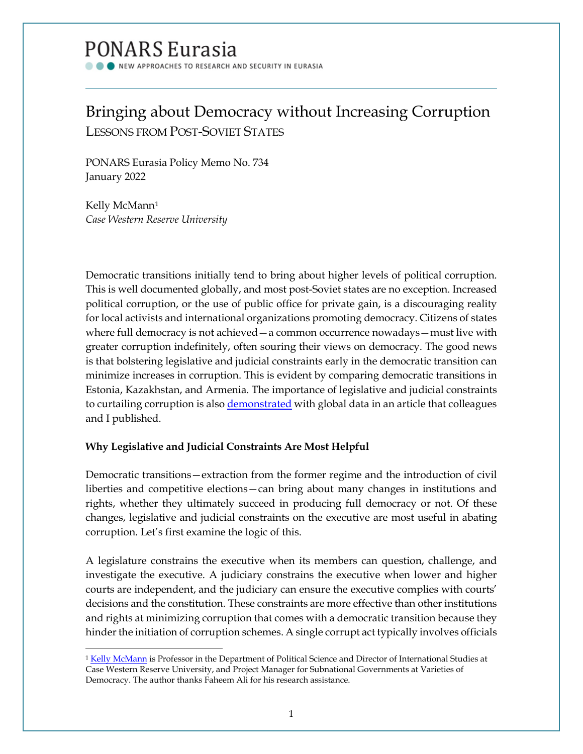# PONARS Eurasia

NEW APPROACHES TO RESEARCH AND SECURITY IN EURASIA

## Bringing about Democracy without Increasing Corruption

### LESSONS FROM POST-SOVIET STATES

PONARS Eurasia Policy Memo No. 734
January 2022

Kelly McMann[1]
*Case Western Reserve University*

Democratic transitions initially tend to bring about higher levels of political corruption. This is well documented globally, and most post-Soviet states are no exception. Increased political corruption, or the use of public office for private gain, is a discouraging reality for local activists and international organizations promoting democracy. Citizens of states where full democracy is not achieved—a common occurrence nowadays—must live with greater corruption indefinitely, often souring their views on democracy. The good news is that bolstering legislative and judicial constraints early in the democratic transition can minimize increases in corruption. This is evident by comparing democratic transitions in Estonia, Kazakhstan, and Armenia. The importance of legislative and judicial constraints to curtailing corruption is also demonstrated with global data in an article that colleagues and I published.

**Why Legislative and Judicial Constraints Are Most Helpful**

Democratic transitions—extraction from the former regime and the introduction of civil liberties and competitive elections—can bring about many changes in institutions and rights, whether they ultimately succeed in producing full democracy or not. Of these changes, legislative and judicial constraints on the executive are most useful in abating corruption. Let's first examine the logic of this.

A legislature constrains the executive when its members can question, challenge, and investigate the executive. A judiciary constrains the executive when lower and higher courts are independent, and the judiciary can ensure the executive complies with courts' decisions and the constitution. These constraints are more effective than other institutions and rights at minimizing corruption that comes with a democratic transition because they hinder the initiation of corruption schemes. A single corrupt act typically involves officials

---

[1] Kelly McMann is Professor in the Department of Political Science and Director of International Studies at Case Western Reserve University, and Project Manager for Subnational Governments at Varieties of Democracy. The author thanks Faheem Ali for his research assistance.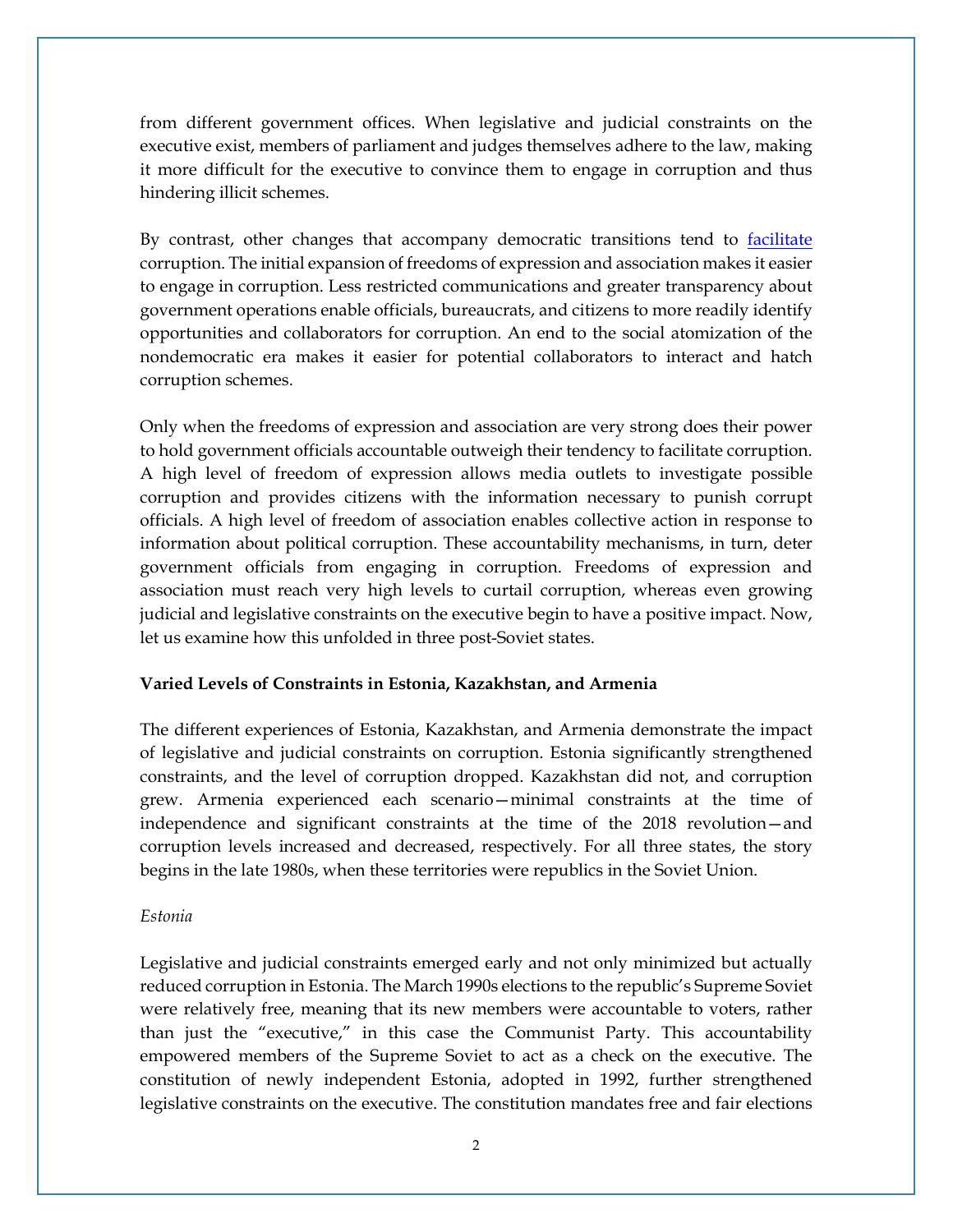from different government offices. When legislative and judicial constraints on the executive exist, members of parliament and judges themselves adhere to the law, making it more difficult for the executive to convince them to engage in corruption and thus hindering illicit schemes.

By contrast, other changes that accompany democratic transitions tend to facilitate corruption. The initial expansion of freedoms of expression and association makes it easier to engage in corruption. Less restricted communications and greater transparency about government operations enable officials, bureaucrats, and citizens to more readily identify opportunities and collaborators for corruption. An end to the social atomization of the nondemocratic era makes it easier for potential collaborators to interact and hatch corruption schemes.

Only when the freedoms of expression and association are very strong does their power to hold government officials accountable outweigh their tendency to facilitate corruption. A high level of freedom of expression allows media outlets to investigate possible corruption and provides citizens with the information necessary to punish corrupt officials. A high level of freedom of association enables collective action in response to information about political corruption. These accountability mechanisms, in turn, deter government officials from engaging in corruption. Freedoms of expression and association must reach very high levels to curtail corruption, whereas even growing judicial and legislative constraints on the executive begin to have a positive impact. Now, let us examine how this unfolded in three post-Soviet states.

**Varied Levels of Constraints in Estonia, Kazakhstan, and Armenia**

The different experiences of Estonia, Kazakhstan, and Armenia demonstrate the impact of legislative and judicial constraints on corruption. Estonia significantly strengthened constraints, and the level of corruption dropped. Kazakhstan did not, and corruption grew. Armenia experienced each scenario—minimal constraints at the time of independence and significant constraints at the time of the 2018 revolution—and corruption levels increased and decreased, respectively. For all three states, the story begins in the late 1980s, when these territories were republics in the Soviet Union.

*Estonia*

Legislative and judicial constraints emerged early and not only minimized but actually reduced corruption in Estonia. The March 1990s elections to the republic's Supreme Soviet were relatively free, meaning that its new members were accountable to voters, rather than just the "executive," in this case the Communist Party. This accountability empowered members of the Supreme Soviet to act as a check on the executive. The constitution of newly independent Estonia, adopted in 1992, further strengthened legislative constraints on the executive. The constitution mandates free and fair elections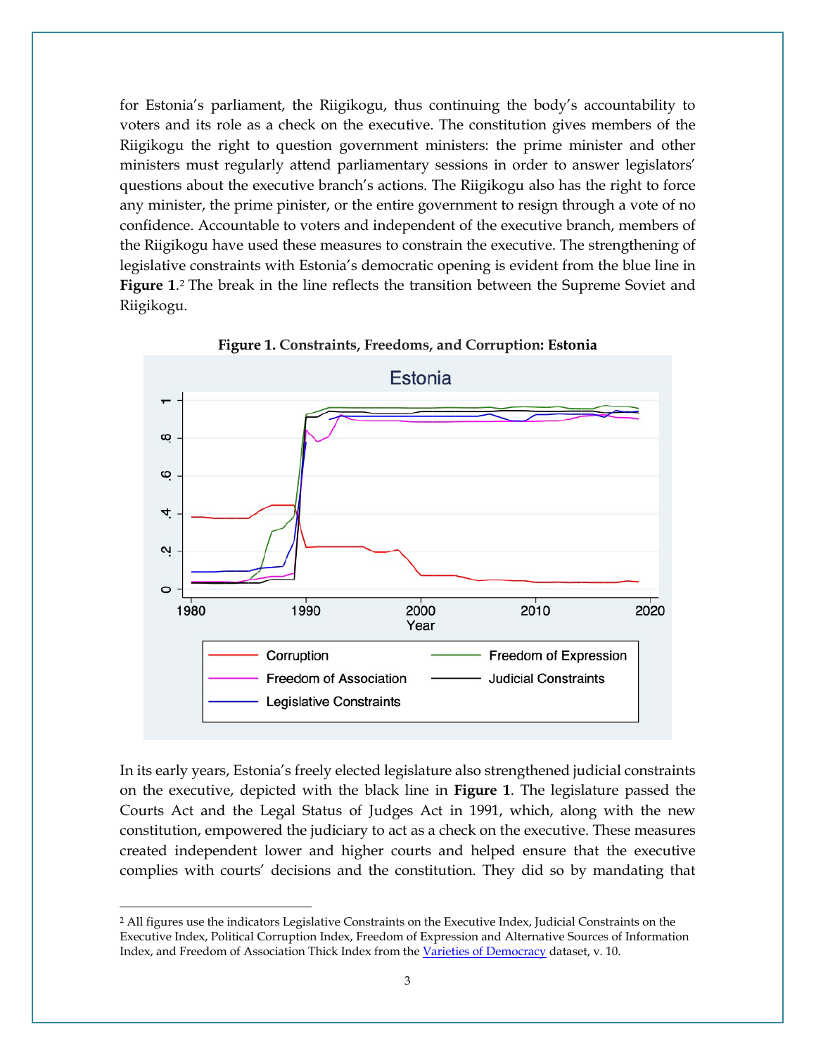for Estonia's parliament, the Riigikogu, thus continuing the body's accountability to voters and its role as a check on the executive. The constitution gives members of the Riigikogu the right to question government ministers: the prime minister and other ministers must regularly attend parliamentary sessions in order to answer legislators' questions about the executive branch's actions. The Riigikogu also has the right to force any minister, the prime pinister, or the entire government to resign through a vote of no confidence. Accountable to voters and independent of the executive branch, members of the Riigikogu have used these measures to constrain the executive. The strengthening of legislative constraints with Estonia's democratic opening is evident from the blue line in **Figure 1**.[2] The break in the line reflects the transition between the Supreme Soviet and Riigikogu.

**Figure 1. Constraints, Freedoms, and Corruption: Estonia**

In its early years, Estonia's freely elected legislature also strengthened judicial constraints on the executive, depicted with the black line in **Figure 1**. The legislature passed the Courts Act and the Legal Status of Judges Act in 1991, which, along with the new constitution, empowered the judiciary to act as a check on the executive. These measures created independent lower and higher courts and helped ensure that the executive complies with courts' decisions and the constitution. They did so by mandating that

---

[2] All figures use the indicators Legislative Constraints on the Executive Index, Judicial Constraints on the Executive Index, Political Corruption Index, Freedom of Expression and Alternative Sources of Information Index, and Freedom of Association Thick Index from the Varieties of Democracy dataset, v. 10.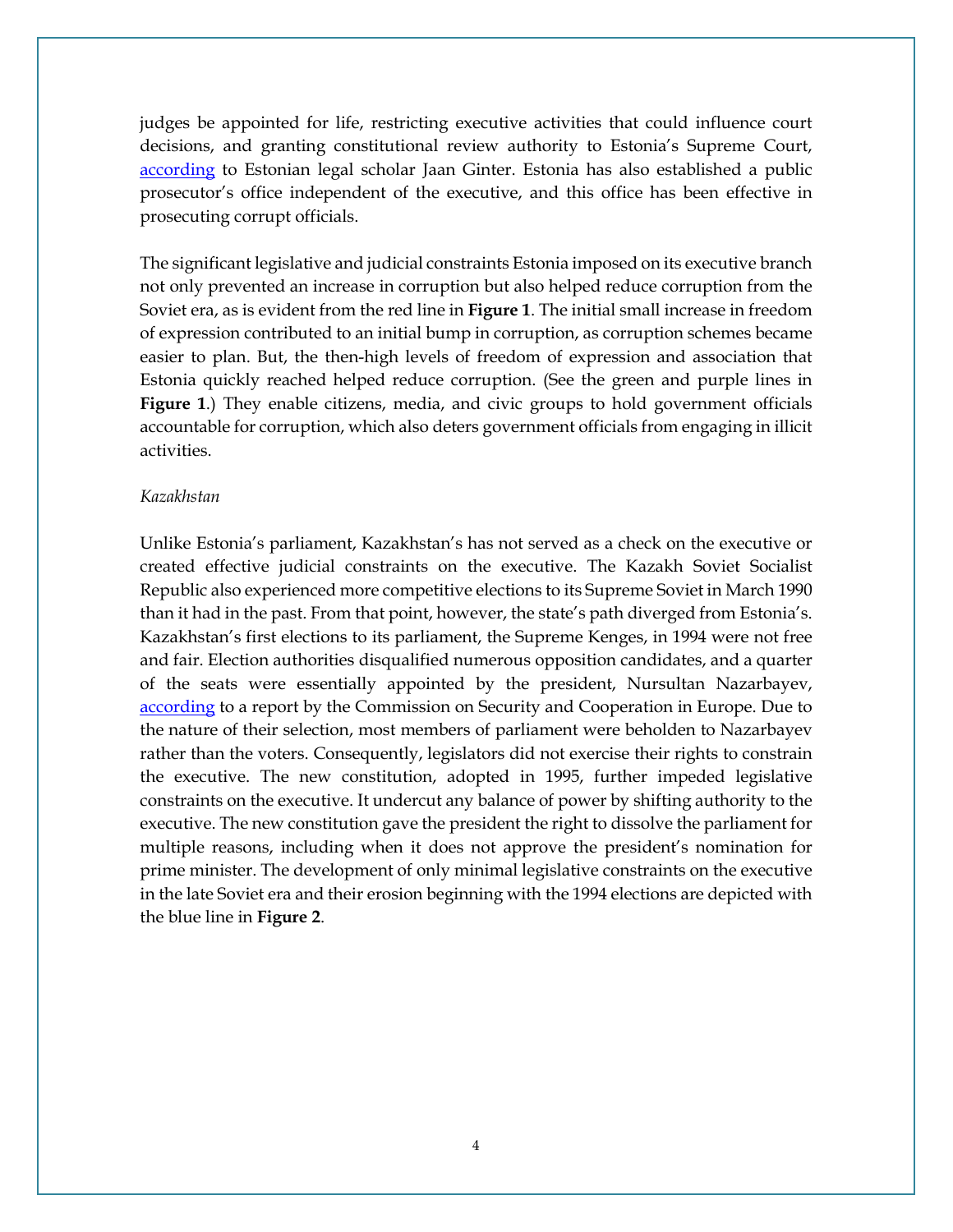judges be appointed for life, restricting executive activities that could influence court decisions, and granting constitutional review authority to Estonia's Supreme Court, according to Estonian legal scholar Jaan Ginter. Estonia has also established a public prosecutor's office independent of the executive, and this office has been effective in prosecuting corrupt officials.

The significant legislative and judicial constraints Estonia imposed on its executive branch not only prevented an increase in corruption but also helped reduce corruption from the Soviet era, as is evident from the red line in **Figure 1**. The initial small increase in freedom of expression contributed to an initial bump in corruption, as corruption schemes became easier to plan. But, the then-high levels of freedom of expression and association that Estonia quickly reached helped reduce corruption. (See the green and purple lines in **Figure 1**.) They enable citizens, media, and civic groups to hold government officials accountable for corruption, which also deters government officials from engaging in illicit activities.

*Kazakhstan*

Unlike Estonia's parliament, Kazakhstan's has not served as a check on the executive or created effective judicial constraints on the executive. The Kazakh Soviet Socialist Republic also experienced more competitive elections to its Supreme Soviet in March 1990 than it had in the past. From that point, however, the state's path diverged from Estonia's. Kazakhstan's first elections to its parliament, the Supreme Kenges, in 1994 were not free and fair. Election authorities disqualified numerous opposition candidates, and a quarter of the seats were essentially appointed by the president, Nursultan Nazarbayev, according to a report by the Commission on Security and Cooperation in Europe. Due to the nature of their selection, most members of parliament were beholden to Nazarbayev rather than the voters. Consequently, legislators did not exercise their rights to constrain the executive. The new constitution, adopted in 1995, further impeded legislative constraints on the executive. It undercut any balance of power by shifting authority to the executive. The new constitution gave the president the right to dissolve the parliament for multiple reasons, including when it does not approve the president's nomination for prime minister. The development of only minimal legislative constraints on the executive in the late Soviet era and their erosion beginning with the 1994 elections are depicted with the blue line in **Figure 2**.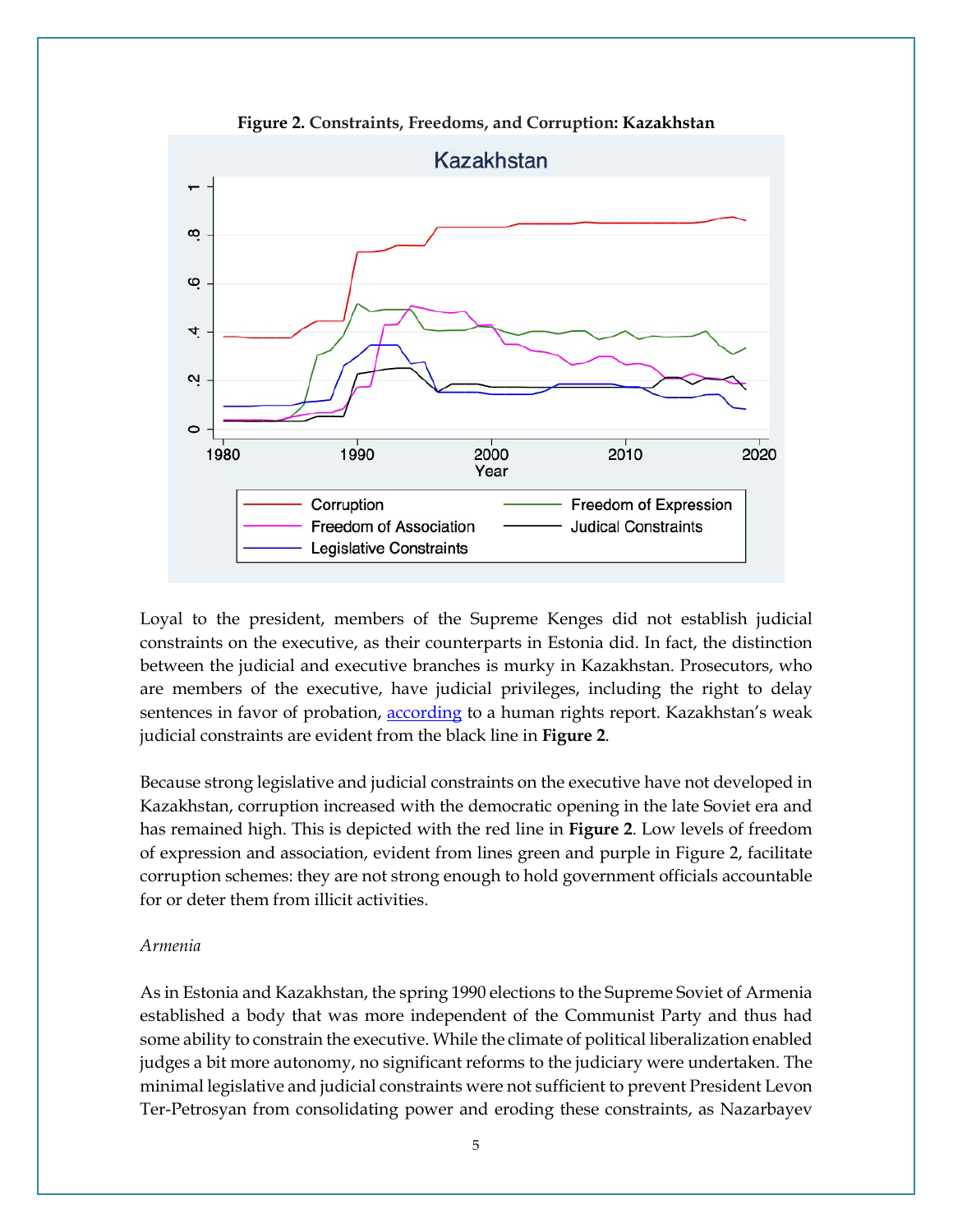**Figure 2. Constraints, Freedoms, and Corruption: Kazakhstan**

Loyal to the president, members of the Supreme Kenges did not establish judicial constraints on the executive, as their counterparts in Estonia did. In fact, the distinction between the judicial and executive branches is murky in Kazakhstan. Prosecutors, who are members of the executive, have judicial privileges, including the right to delay sentences in favor of probation, according to a human rights report. Kazakhstan's weak judicial constraints are evident from the black line in **Figure 2**.

Because strong legislative and judicial constraints on the executive have not developed in Kazakhstan, corruption increased with the democratic opening in the late Soviet era and has remained high. This is depicted with the red line in **Figure 2**. Low levels of freedom of expression and association, evident from lines green and purple in Figure 2, facilitate corruption schemes: they are not strong enough to hold government officials accountable for or deter them from illicit activities.

*Armenia*

As in Estonia and Kazakhstan, the spring 1990 elections to the Supreme Soviet of Armenia established a body that was more independent of the Communist Party and thus had some ability to constrain the executive. While the climate of political liberalization enabled judges a bit more autonomy, no significant reforms to the judiciary were undertaken. The minimal legislative and judicial constraints were not sufficient to prevent President Levon Ter-Petrosyan from consolidating power and eroding these constraints, as Nazarbayev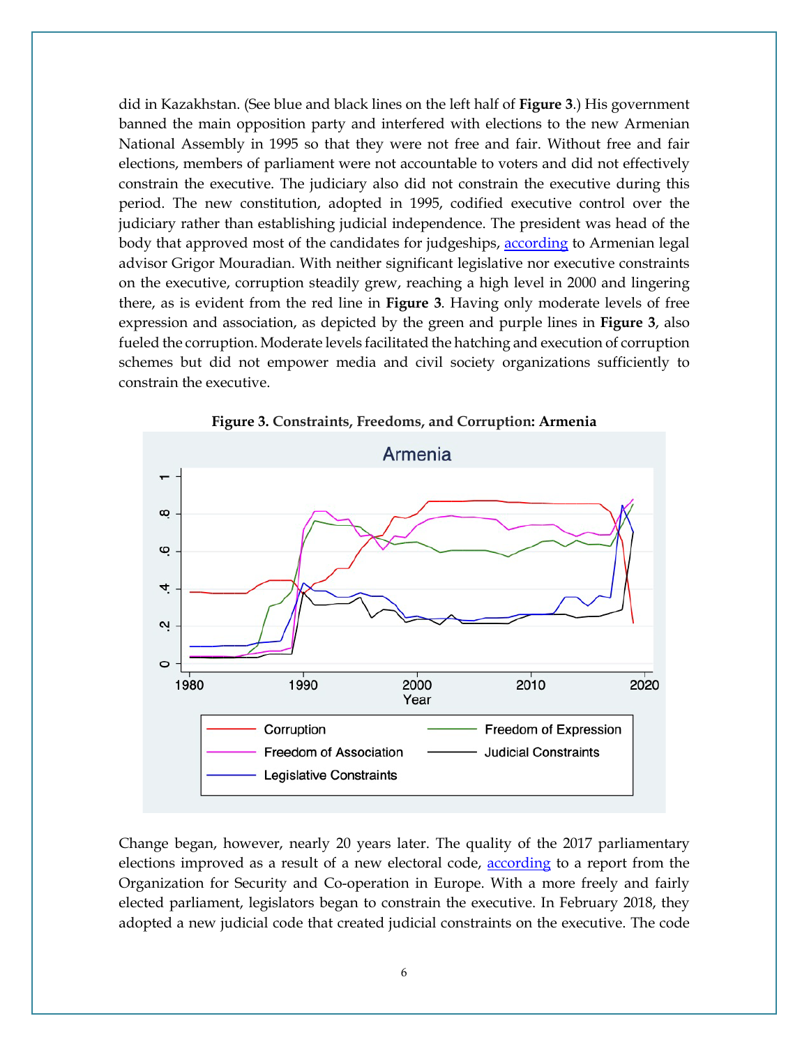did in Kazakhstan. (See blue and black lines on the left half of **Figure 3**.) His government banned the main opposition party and interfered with elections to the new Armenian National Assembly in 1995 so that they were not free and fair. Without free and fair elections, members of parliament were not accountable to voters and did not effectively constrain the executive. The judiciary also did not constrain the executive during this period. The new constitution, adopted in 1995, codified executive control over the judiciary rather than establishing judicial independence. The president was head of the body that approved most of the candidates for judgeships, [according](#) to Armenian legal advisor Grigor Mouradian. With neither significant legislative nor executive constraints on the executive, corruption steadily grew, reaching a high level in 2000 and lingering there, as is evident from the red line in **Figure 3**. Having only moderate levels of free expression and association, as depicted by the green and purple lines in **Figure 3**, also fueled the corruption. Moderate levels facilitated the hatching and execution of corruption schemes but did not empower media and civil society organizations sufficiently to constrain the executive.

**Figure 3. Constraints, Freedoms, and Corruption: Armenia**

Change began, however, nearly 20 years later. The quality of the 2017 parliamentary elections improved as a result of a new electoral code, [according](#) to a report from the Organization for Security and Co-operation in Europe. With a more freely and fairly elected parliament, legislators began to constrain the executive. In February 2018, they adopted a new judicial code that created judicial constraints on the executive. The code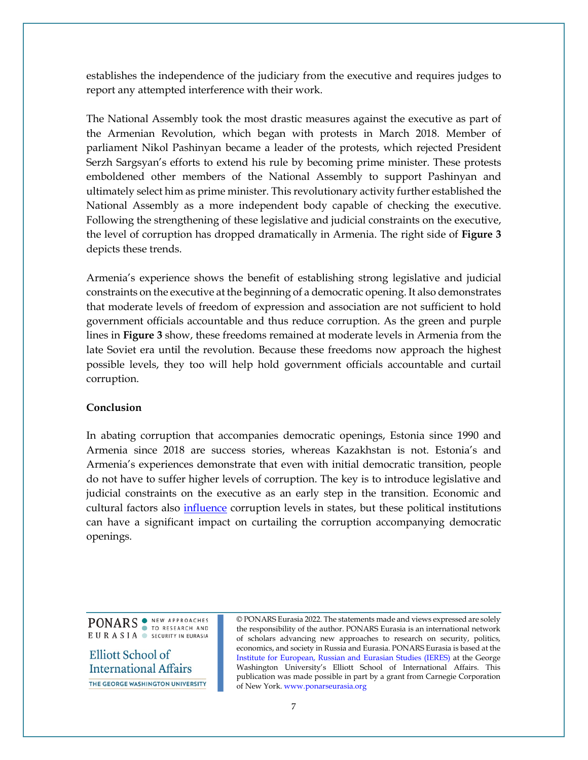establishes the independence of the judiciary from the executive and requires judges to report any attempted interference with their work.

The National Assembly took the most drastic measures against the executive as part of the Armenian Revolution, which began with protests in March 2018. Member of parliament Nikol Pashinyan became a leader of the protests, which rejected President Serzh Sargsyan's efforts to extend his rule by becoming prime minister. These protests emboldened other members of the National Assembly to support Pashinyan and ultimately select him as prime minister. This revolutionary activity further established the National Assembly as a more independent body capable of checking the executive. Following the strengthening of these legislative and judicial constraints on the executive, the level of corruption has dropped dramatically in Armenia. The right side of **Figure 3** depicts these trends.

Armenia's experience shows the benefit of establishing strong legislative and judicial constraints on the executive at the beginning of a democratic opening. It also demonstrates that moderate levels of freedom of expression and association are not sufficient to hold government officials accountable and thus reduce corruption. As the green and purple lines in **Figure 3** show, these freedoms remained at moderate levels in Armenia from the late Soviet era until the revolution. Because these freedoms now approach the highest possible levels, they too will help hold government officials accountable and curtail corruption.

**Conclusion**

In abating corruption that accompanies democratic openings, Estonia since 1990 and Armenia since 2018 are success stories, whereas Kazakhstan is not. Estonia's and Armenia's experiences demonstrate that even with initial democratic transition, people do not have to suffer higher levels of corruption. The key is to introduce legislative and judicial constraints on the executive as an early step in the transition. Economic and cultural factors also influence corruption levels in states, but these political institutions can have a significant impact on curtailing the corruption accompanying democratic openings.

PONARS EURASIA — NEW APPROACHES TO RESEARCH AND SECURITY IN EURASIA

Elliott School of International Affairs
THE GEORGE WASHINGTON UNIVERSITY

© PONARS Eurasia 2022. The statements made and views expressed are solely the responsibility of the author. PONARS Eurasia is an international network of scholars advancing new approaches to research on security, politics, economics, and society in Russia and Eurasia. PONARS Eurasia is based at the Institute for European, Russian and Eurasian Studies (IERES) at the George Washington University's Elliott School of International Affairs. This publication was made possible in part by a grant from Carnegie Corporation of New York. www.ponarseurasia.org